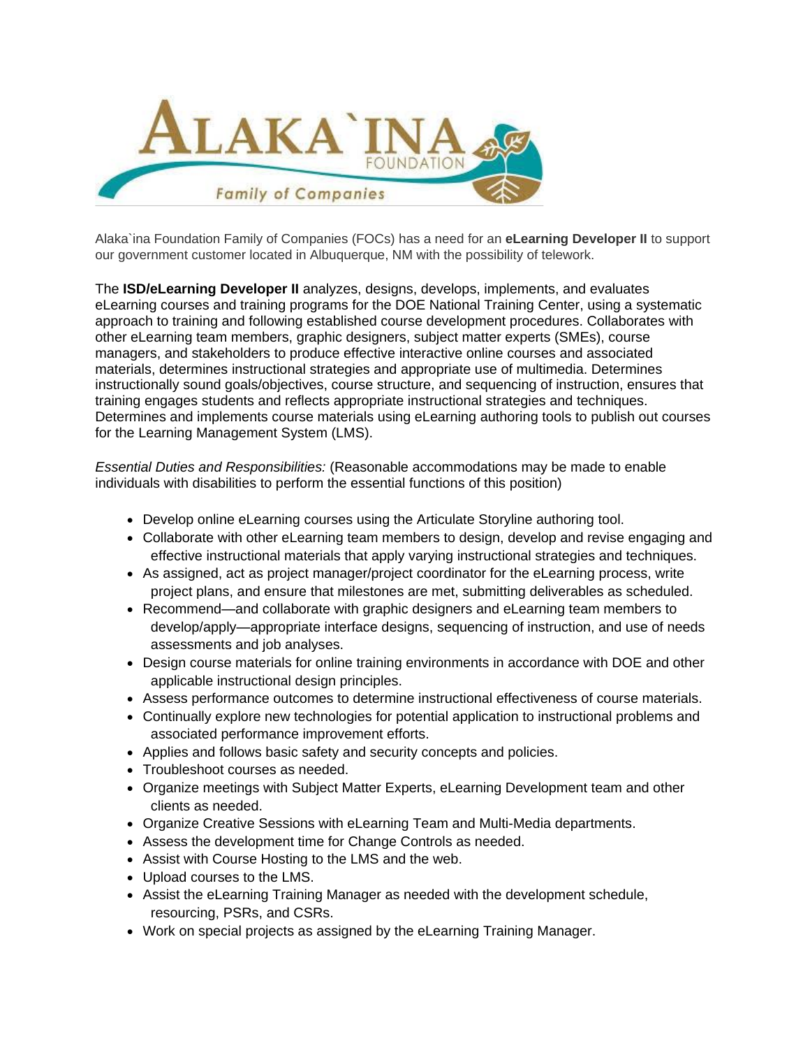Alaka`ina Foundation Family of Companies (FOCs) has a need for an **eLearning Developer II** to support our government customer located in Albuquerque, NM with the possibility of telework.

The **ISD/eLearning Developer II** analyzes, designs, develops, implements, and evaluates eLearning courses and training programs for the DOE National Training Center, using a systematic approach to training and following established course development procedures. Collaborates with other eLearning team members, graphic designers, subject matter experts (SMEs), course managers, and stakeholders to produce effective interactive online courses and associated materials, determines instructional strategies and appropriate use of multimedia. Determines instructionally sound goals/objectives, course structure, and sequencing of instruction, ensures that training engages students and reflects appropriate instructional strategies and techniques. Determines and implements course materials using eLearning authoring tools to publish out courses for the Learning Management System (LMS).

*Essential Duties and Responsibilities:* (Reasonable accommodations may be made to enable individuals with disabilities to perform the essential functions of this position)

- Develop online eLearning courses using the Articulate Storyline authoring tool.
- Collaborate with other eLearning team members to design, develop and revise engaging and effective instructional materials that apply varying instructional strategies and techniques.
- As assigned, act as project manager/project coordinator for the eLearning process, write project plans, and ensure that milestones are met, submitting deliverables as scheduled.
- Recommend—and collaborate with graphic designers and eLearning team members to develop/apply—appropriate interface designs, sequencing of instruction, and use of needs assessments and job analyses.
- Design course materials for online training environments in accordance with DOE and other applicable instructional design principles.
- Assess performance outcomes to determine instructional effectiveness of course materials.
- Continually explore new technologies for potential application to instructional problems and associated performance improvement efforts.
- Applies and follows basic safety and security concepts and policies.
- Troubleshoot courses as needed.
- Organize meetings with Subject Matter Experts, eLearning Development team and other clients as needed.
- Organize Creative Sessions with eLearning Team and Multi-Media departments.
- Assess the development time for Change Controls as needed.
- Assist with Course Hosting to the LMS and the web.
- Upload courses to the LMS.
- Assist the eLearning Training Manager as needed with the development schedule, resourcing, PSRs, and CSRs.
- Work on special projects as assigned by the eLearning Training Manager.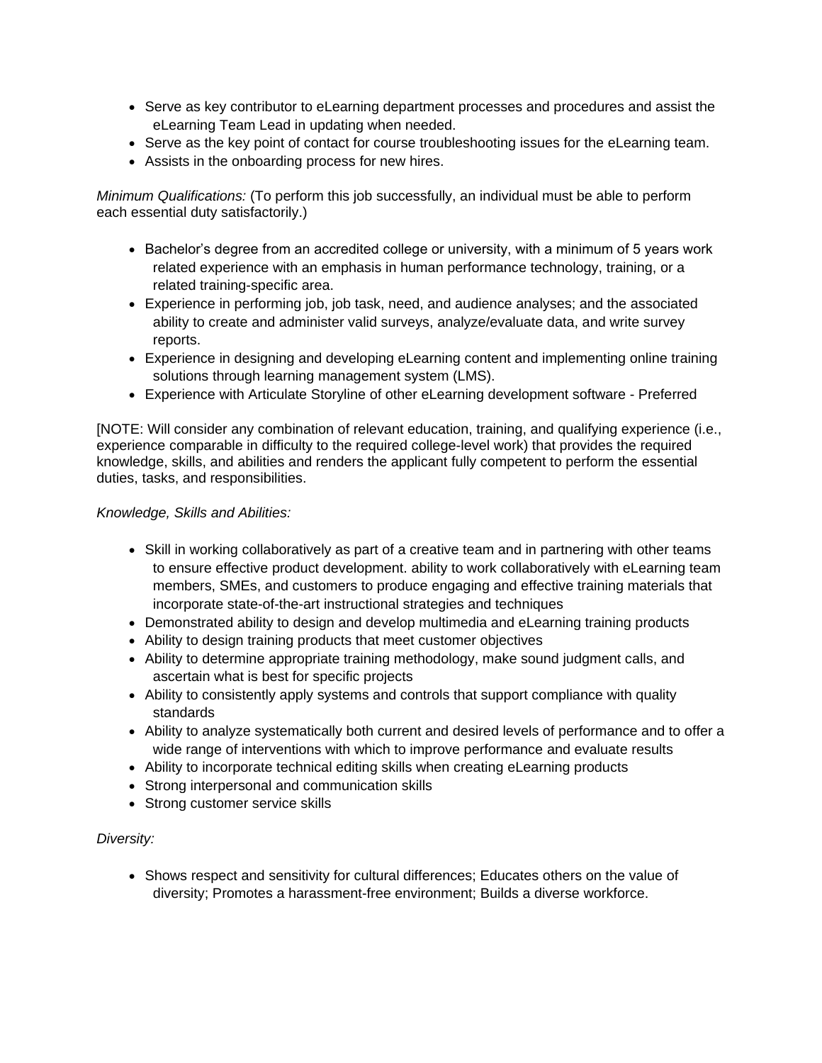- Serve as key contributor to eLearning department processes and procedures and assist the eLearning Team Lead in updating when needed.
- Serve as the key point of contact for course troubleshooting issues for the eLearning team.
- Assists in the onboarding process for new hires.

*Minimum Qualifications:* (To perform this job successfully, an individual must be able to perform each essential duty satisfactorily.)

- Bachelor's degree from an accredited college or university, with a minimum of 5 years work related experience with an emphasis in human performance technology, training, or a related training-specific area.
- Experience in performing job, job task, need, and audience analyses; and the associated ability to create and administer valid surveys, analyze/evaluate data, and write survey reports.
- Experience in designing and developing eLearning content and implementing online training solutions through learning management system (LMS).
- Experience with Articulate Storyline of other eLearning development software - Preferred

[NOTE: Will consider any combination of relevant education, training, and qualifying experience (i.e., experience comparable in difficulty to the required college-level work) that provides the required knowledge, skills, and abilities and renders the applicant fully competent to perform the essential duties, tasks, and responsibilities.

*Knowledge, Skills and Abilities:*

- Skill in working collaboratively as part of a creative team and in partnering with other teams to ensure effective product development. ability to work collaboratively with eLearning team members, SMEs, and customers to produce engaging and effective training materials that incorporate state-of-the-art instructional strategies and techniques
- Demonstrated ability to design and develop multimedia and eLearning training products
- Ability to design training products that meet customer objectives
- Ability to determine appropriate training methodology, make sound judgment calls, and ascertain what is best for specific projects
- Ability to consistently apply systems and controls that support compliance with quality standards
- Ability to analyze systematically both current and desired levels of performance and to offer a wide range of interventions with which to improve performance and evaluate results
- Ability to incorporate technical editing skills when creating eLearning products
- Strong interpersonal and communication skills
- Strong customer service skills

*Diversity:*

- Shows respect and sensitivity for cultural differences; Educates others on the value of diversity; Promotes a harassment-free environment; Builds a diverse workforce.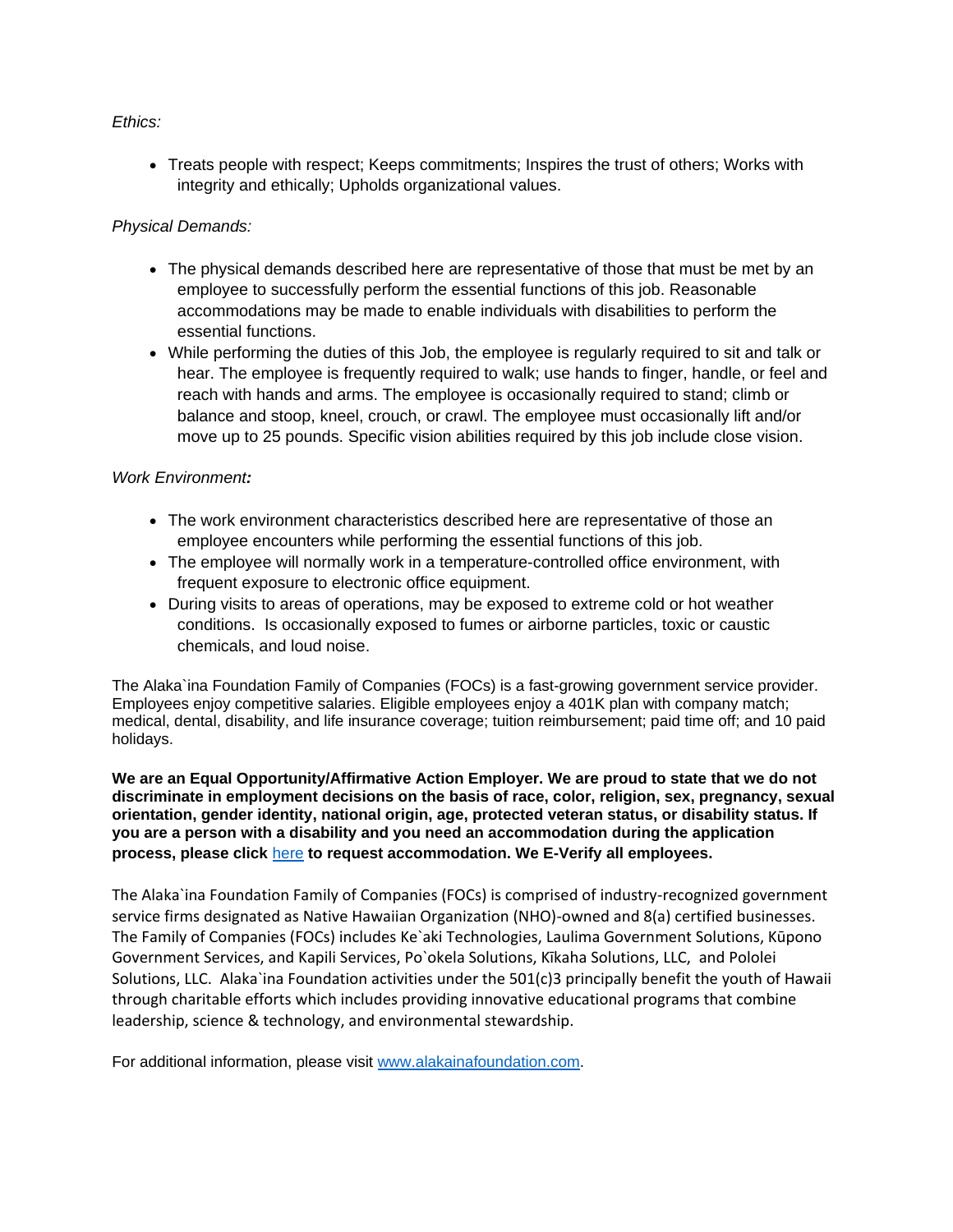*Ethics:*

- Treats people with respect; Keeps commitments; Inspires the trust of others; Works with integrity and ethically; Upholds organizational values.

*Physical Demands:*

- The physical demands described here are representative of those that must be met by an employee to successfully perform the essential functions of this job. Reasonable accommodations may be made to enable individuals with disabilities to perform the essential functions.
- While performing the duties of this Job, the employee is regularly required to sit and talk or hear. The employee is frequently required to walk; use hands to finger, handle, or feel and reach with hands and arms. The employee is occasionally required to stand; climb or balance and stoop, kneel, crouch, or crawl. The employee must occasionally lift and/or move up to 25 pounds. Specific vision abilities required by this job include close vision.

*Work Environment:*

- The work environment characteristics described here are representative of those an employee encounters while performing the essential functions of this job.
- The employee will normally work in a temperature-controlled office environment, with frequent exposure to electronic office equipment.
- During visits to areas of operations, may be exposed to extreme cold or hot weather conditions. Is occasionally exposed to fumes or airborne particles, toxic or caustic chemicals, and loud noise.

The Alaka`ina Foundation Family of Companies (FOCs) is a fast-growing government service provider. Employees enjoy competitive salaries. Eligible employees enjoy a 401K plan with company match; medical, dental, disability, and life insurance coverage; tuition reimbursement; paid time off; and 10 paid holidays.

**We are an Equal Opportunity/Affirmative Action Employer. We are proud to state that we do not discriminate in employment decisions on the basis of race, color, religion, sex, pregnancy, sexual orientation, gender identity, national origin, age, protected veteran status, or disability status. If you are a person with a disability and you need an accommodation during the application process, please click here to request accommodation. We E-Verify all employees.**

The Alaka`ina Foundation Family of Companies (FOCs) is comprised of industry-recognized government service firms designated as Native Hawaiian Organization (NHO)-owned and 8(a) certified businesses. The Family of Companies (FOCs) includes Ke`aki Technologies, Laulima Government Solutions, Kūpono Government Services, and Kapili Services, Po`okela Solutions, Kīkaha Solutions, LLC, and Pololei Solutions, LLC. Alaka`ina Foundation activities under the 501(c)3 principally benefit the youth of Hawaii through charitable efforts which includes providing innovative educational programs that combine leadership, science & technology, and environmental stewardship.

For additional information, please visit www.alakainafoundation.com.